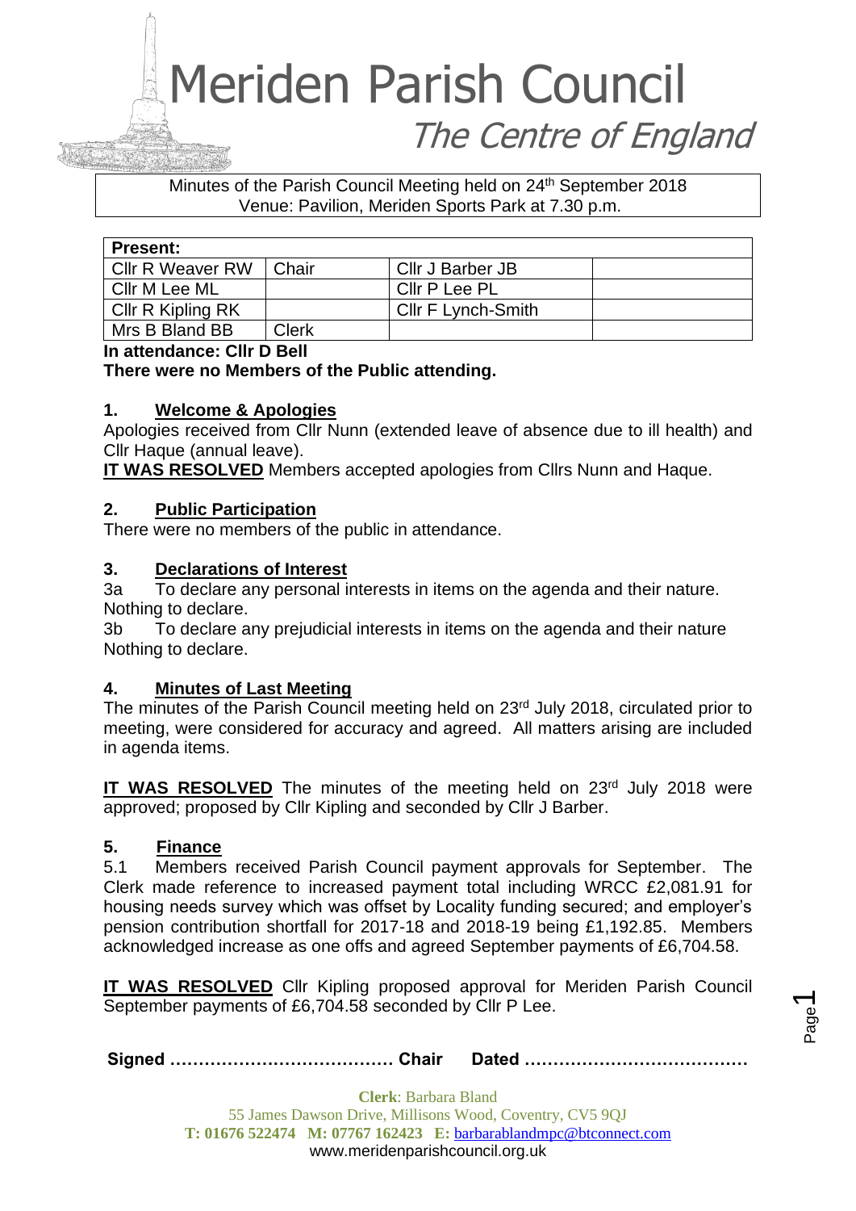# Meriden Parish Council

## The Centre of England

Minutes of the Parish Council Meeting held on 24th September 2018
Venue: Pavilion, Meriden Sports Park at 7.30 p.m.

| **Present:** | | | |
|---|---|---|---|
| Cllr R Weaver RW | Chair | Cllr J Barber JB | |
| Cllr M Lee ML | | Cllr P Lee PL | |
| Cllr R Kipling RK | | Cllr F Lynch-Smith | |
| Mrs B Bland BB | Clerk | | |

**In attendance: Cllr D Bell**

**There were no Members of the Public attending.**

### 1. Welcome & Apologies

Apologies received from Cllr Nunn (extended leave of absence due to ill health) and Cllr Haque (annual leave).

**IT WAS RESOLVED** Members accepted apologies from Cllrs Nunn and Haque.

### 2. Public Participation

There were no members of the public in attendance.

### 3. Declarations of Interest

3a To declare any personal interests in items on the agenda and their nature.
Nothing to declare.

3b To declare any prejudicial interests in items on the agenda and their nature
Nothing to declare.

### 4. Minutes of Last Meeting

The minutes of the Parish Council meeting held on 23rd July 2018, circulated prior to meeting, were considered for accuracy and agreed. All matters arising are included in agenda items.

**IT WAS RESOLVED** The minutes of the meeting held on 23rd July 2018 were approved; proposed by Cllr Kipling and seconded by Cllr J Barber.

### 5. Finance

5.1 Members received Parish Council payment approvals for September. The Clerk made reference to increased payment total including WRCC £2,081.91 for housing needs survey which was offset by Locality funding secured; and employer's pension contribution shortfall for 2017-18 and 2018-19 being £1,192.85. Members acknowledged increase as one offs and agreed September payments of £6,704.58.

**IT WAS RESOLVED** Cllr Kipling proposed approval for Meriden Parish Council September payments of £6,704.58 seconded by Cllr P Lee.

**Signed ………………………………… Chair Dated …………………………………**

**Clerk**: Barbara Bland
55 James Dawson Drive, Millisons Wood, Coventry, CV5 9QJ
**T: 01676 522474 M: 07767 162423 E:** barbarablandmpc@btconnect.com
www.meridenparishcouncil.org.uk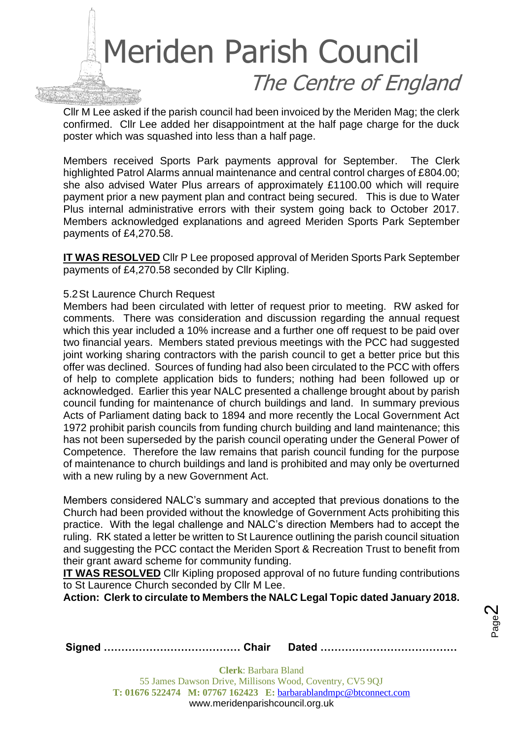Cllr M Lee asked if the parish council had been invoiced by the Meriden Mag; the clerk confirmed. Cllr Lee added her disappointment at the half page charge for the duck poster which was squashed into less than a half page.

Members received Sports Park payments approval for September. The Clerk highlighted Patrol Alarms annual maintenance and central control charges of £804.00; she also advised Water Plus arrears of approximately £1100.00 which will require payment prior a new payment plan and contract being secured. This is due to Water Plus internal administrative errors with their system going back to October 2017. Members acknowledged explanations and agreed Meriden Sports Park September payments of £4,270.58.

**IT WAS RESOLVED** Cllr P Lee proposed approval of Meriden Sports Park September payments of £4,270.58 seconded by Cllr Kipling.

5.2 St Laurence Church Request

Members had been circulated with letter of request prior to meeting. RW asked for comments. There was consideration and discussion regarding the annual request which this year included a 10% increase and a further one off request to be paid over two financial years. Members stated previous meetings with the PCC had suggested joint working sharing contractors with the parish council to get a better price but this offer was declined. Sources of funding had also been circulated to the PCC with offers of help to complete application bids to funders; nothing had been followed up or acknowledged. Earlier this year NALC presented a challenge brought about by parish council funding for maintenance of church buildings and land. In summary previous Acts of Parliament dating back to 1894 and more recently the Local Government Act 1972 prohibit parish councils from funding church building and land maintenance; this has not been superseded by the parish council operating under the General Power of Competence. Therefore the law remains that parish council funding for the purpose of maintenance to church buildings and land is prohibited and may only be overturned with a new ruling by a new Government Act.

Members considered NALC's summary and accepted that previous donations to the Church had been provided without the knowledge of Government Acts prohibiting this practice. With the legal challenge and NALC's direction Members had to accept the ruling. RK stated a letter be written to St Laurence outlining the parish council situation and suggesting the PCC contact the Meriden Sport & Recreation Trust to benefit from their grant award scheme for community funding.

**IT WAS RESOLVED** Cllr Kipling proposed approval of no future funding contributions to St Laurence Church seconded by Cllr M Lee.

**Action: Clerk to circulate to Members the NALC Legal Topic dated January 2018.**

**Signed ………………………………… Chair Dated …………………………………**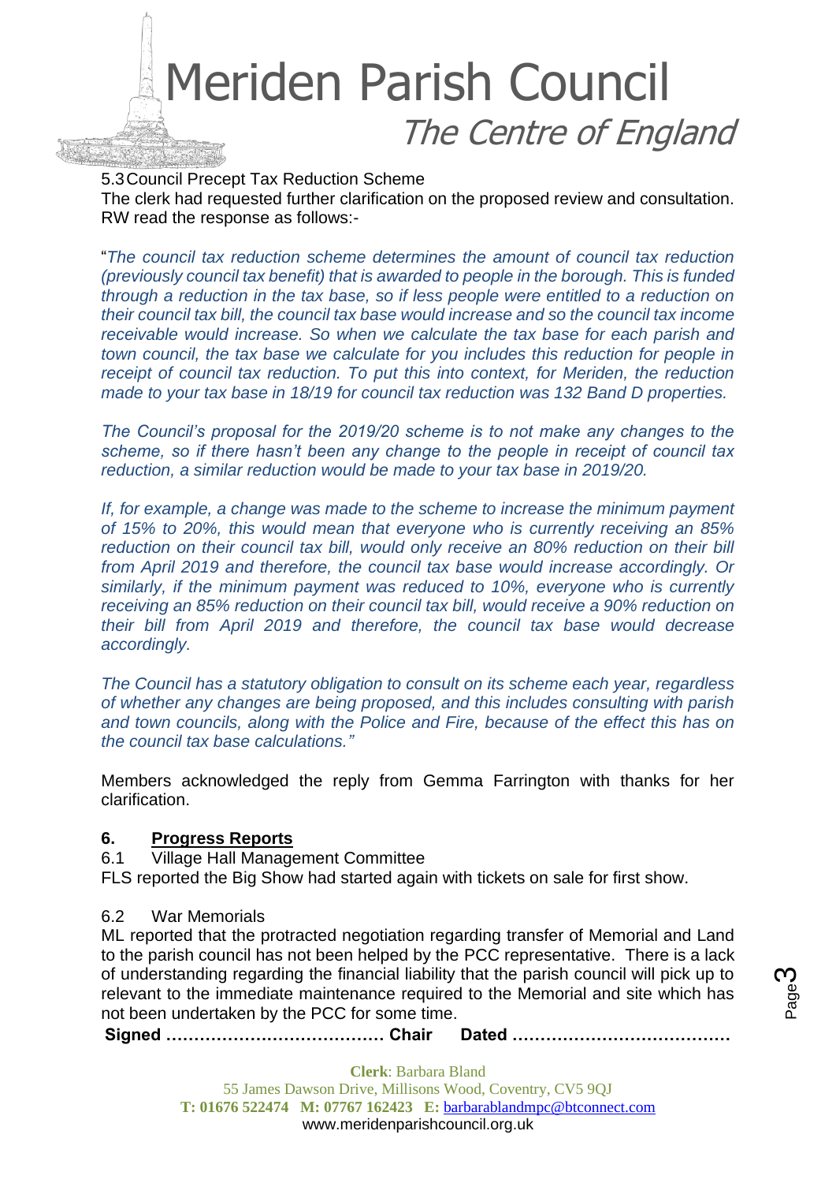5.3 Council Precept Tax Reduction Scheme

The clerk had requested further clarification on the proposed review and consultation. RW read the response as follows:-

"*The council tax reduction scheme determines the amount of council tax reduction (previously council tax benefit) that is awarded to people in the borough. This is funded through a reduction in the tax base, so if less people were entitled to a reduction on their council tax bill, the council tax base would increase and so the council tax income receivable would increase. So when we calculate the tax base for each parish and town council, the tax base we calculate for you includes this reduction for people in receipt of council tax reduction. To put this into context, for Meriden, the reduction made to your tax base in 18/19 for council tax reduction was 132 Band D properties.*

*The Council's proposal for the 2019/20 scheme is to not make any changes to the scheme, so if there hasn't been any change to the people in receipt of council tax reduction, a similar reduction would be made to your tax base in 2019/20.*

*If, for example, a change was made to the scheme to increase the minimum payment of 15% to 20%, this would mean that everyone who is currently receiving an 85% reduction on their council tax bill, would only receive an 80% reduction on their bill from April 2019 and therefore, the council tax base would increase accordingly. Or similarly, if the minimum payment was reduced to 10%, everyone who is currently receiving an 85% reduction on their council tax bill, would receive a 90% reduction on their bill from April 2019 and therefore, the council tax base would decrease accordingly.*

*The Council has a statutory obligation to consult on its scheme each year, regardless of whether any changes are being proposed, and this includes consulting with parish and town councils, along with the Police and Fire, because of the effect this has on the council tax base calculations.*"

Members acknowledged the reply from Gemma Farrington with thanks for her clarification.

## 6. Progress Reports

6.1 Village Hall Management Committee

FLS reported the Big Show had started again with tickets on sale for first show.

6.2 War Memorials

ML reported that the protracted negotiation regarding transfer of Memorial and Land to the parish council has not been helped by the PCC representative. There is a lack of understanding regarding the financial liability that the parish council will pick up to relevant to the immediate maintenance required to the Memorial and site which has not been undertaken by the PCC for some time.

**Signed ………………………………… Chair Dated …………………………………**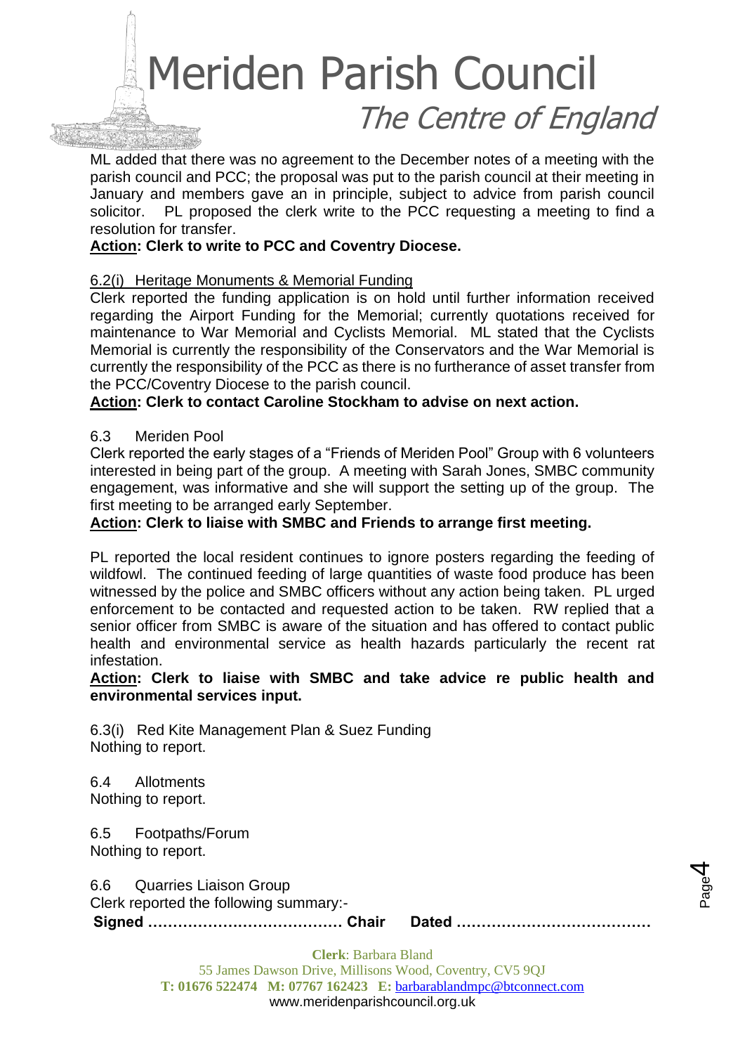ML added that there was no agreement to the December notes of a meeting with the parish council and PCC; the proposal was put to the parish council at their meeting in January and members gave an in principle, subject to advice from parish council solicitor. PL proposed the clerk write to the PCC requesting a meeting to find a resolution for transfer.

**Action: Clerk to write to PCC and Coventry Diocese.**

6.2(i) Heritage Monuments & Memorial Funding

Clerk reported the funding application is on hold until further information received regarding the Airport Funding for the Memorial; currently quotations received for maintenance to War Memorial and Cyclists Memorial. ML stated that the Cyclists Memorial is currently the responsibility of the Conservators and the War Memorial is currently the responsibility of the PCC as there is no furtherance of asset transfer from the PCC/Coventry Diocese to the parish council.

**Action: Clerk to contact Caroline Stockham to advise on next action.**

6.3 Meriden Pool

Clerk reported the early stages of a "Friends of Meriden Pool" Group with 6 volunteers interested in being part of the group. A meeting with Sarah Jones, SMBC community engagement, was informative and she will support the setting up of the group. The first meeting to be arranged early September.

**Action: Clerk to liaise with SMBC and Friends to arrange first meeting.**

PL reported the local resident continues to ignore posters regarding the feeding of wildfowl. The continued feeding of large quantities of waste food produce has been witnessed by the police and SMBC officers without any action being taken. PL urged enforcement to be contacted and requested action to be taken. RW replied that a senior officer from SMBC is aware of the situation and has offered to contact public health and environmental service as health hazards particularly the recent rat infestation.

**Action: Clerk to liaise with SMBC and take advice re public health and environmental services input.**

6.3(i) Red Kite Management Plan & Suez Funding

Nothing to report.

6.4 Allotments

Nothing to report.

6.5 Footpaths/Forum

Nothing to report.

6.6 Quarries Liaison Group

Clerk reported the following summary:-

**Signed ………………………………… Chair Dated …………………………………**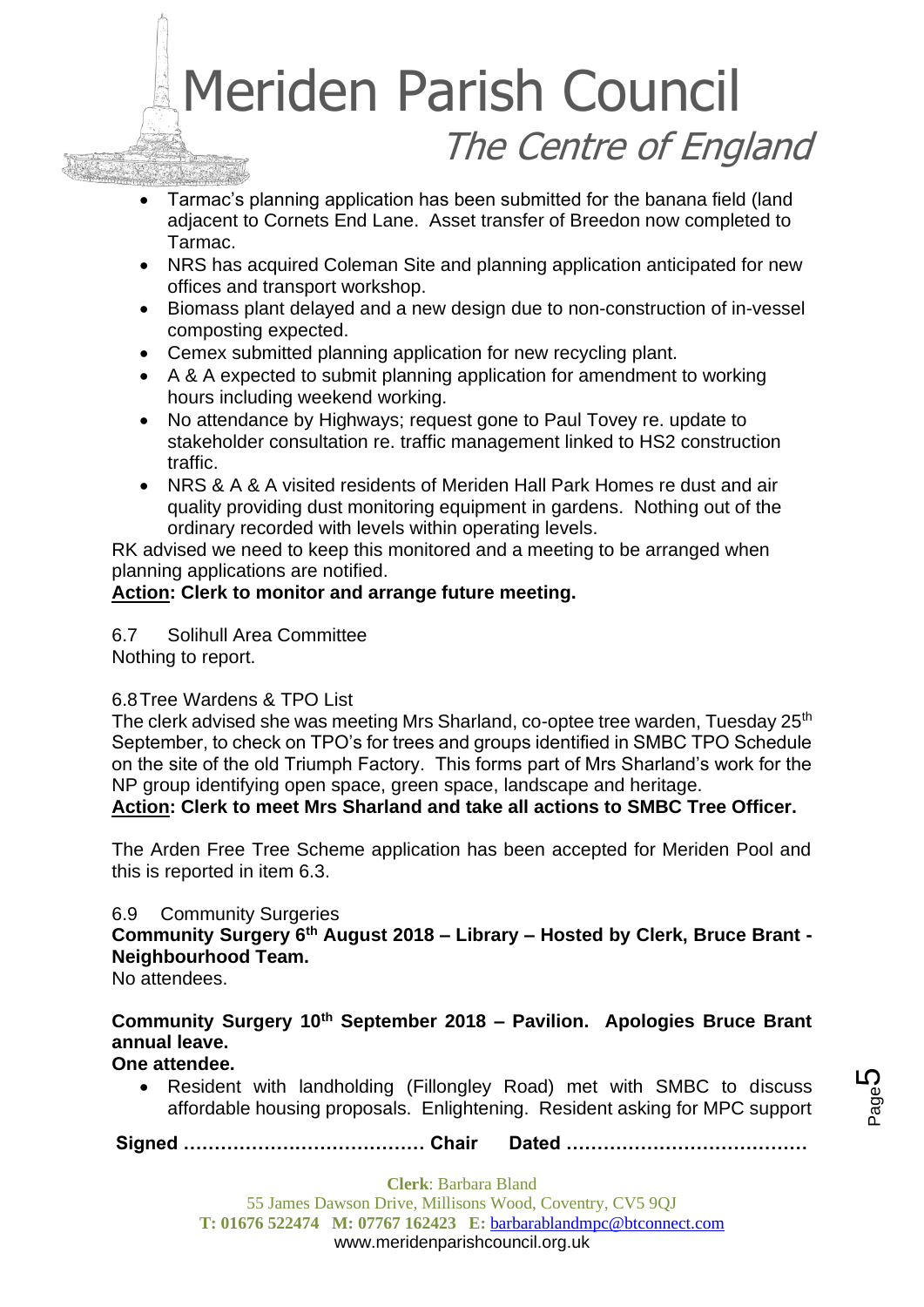- Tarmac's planning application has been submitted for the banana field (land adjacent to Cornets End Lane. Asset transfer of Breedon now completed to Tarmac.
- NRS has acquired Coleman Site and planning application anticipated for new offices and transport workshop.
- Biomass plant delayed and a new design due to non-construction of in-vessel composting expected.
- Cemex submitted planning application for new recycling plant.
- A & A expected to submit planning application for amendment to working hours including weekend working.
- No attendance by Highways; request gone to Paul Tovey re. update to stakeholder consultation re. traffic management linked to HS2 construction traffic.
- NRS & A & A visited residents of Meriden Hall Park Homes re dust and air quality providing dust monitoring equipment in gardens. Nothing out of the ordinary recorded with levels within operating levels.

RK advised we need to keep this monitored and a meeting to be arranged when planning applications are notified.

**Action: Clerk to monitor and arrange future meeting.**

6.7 Solihull Area Committee

Nothing to report.

6.8 Tree Wardens & TPO List

The clerk advised she was meeting Mrs Sharland, co-optee tree warden, Tuesday 25th September, to check on TPO's for trees and groups identified in SMBC TPO Schedule on the site of the old Triumph Factory. This forms part of Mrs Sharland's work for the NP group identifying open space, green space, landscape and heritage.

**Action: Clerk to meet Mrs Sharland and take all actions to SMBC Tree Officer.**

The Arden Free Tree Scheme application has been accepted for Meriden Pool and this is reported in item 6.3.

6.9 Community Surgeries

**Community Surgery 6th August 2018 – Library – Hosted by Clerk, Bruce Brant - Neighbourhood Team.**

No attendees.

**Community Surgery 10th September 2018 – Pavilion. Apologies Bruce Brant annual leave.**

**One attendee.**

- Resident with landholding (Fillongley Road) met with SMBC to discuss affordable housing proposals. Enlightening. Resident asking for MPC support

**Signed ………………………………… Chair Dated …………………………………**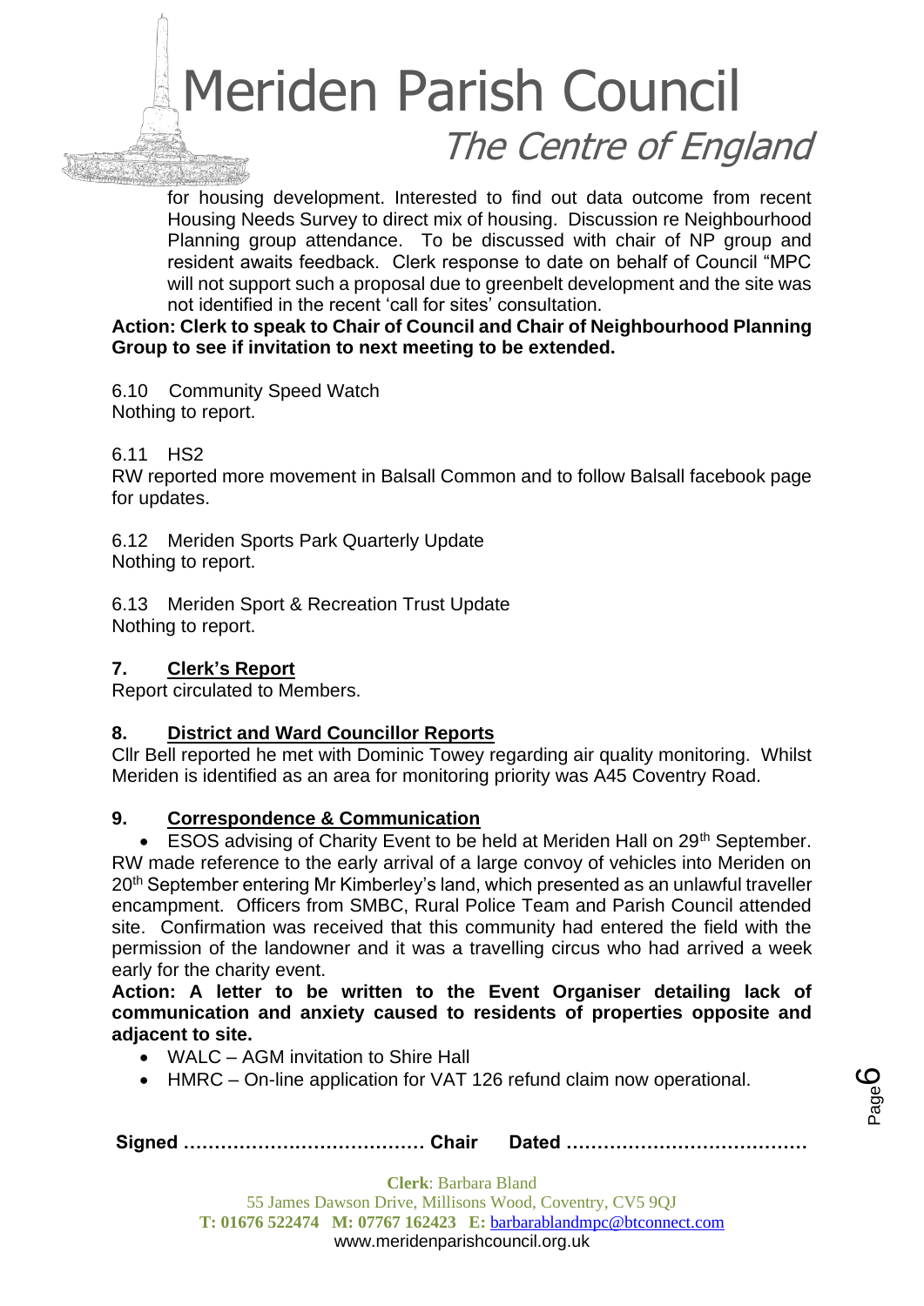for housing development. Interested to find out data outcome from recent Housing Needs Survey to direct mix of housing. Discussion re Neighbourhood Planning group attendance. To be discussed with chair of NP group and resident awaits feedback. Clerk response to date on behalf of Council "MPC will not support such a proposal due to greenbelt development and the site was not identified in the recent 'call for sites' consultation.

**Action: Clerk to speak to Chair of Council and Chair of Neighbourhood Planning Group to see if invitation to next meeting to be extended.**

6.10 Community Speed Watch
Nothing to report.

6.11 HS2
RW reported more movement in Balsall Common and to follow Balsall facebook page for updates.

6.12 Meriden Sports Park Quarterly Update
Nothing to report.

6.13 Meriden Sport & Recreation Trust Update
Nothing to report.

## 7. Clerk's Report

Report circulated to Members.

## 8. District and Ward Councillor Reports

Cllr Bell reported he met with Dominic Towey regarding air quality monitoring. Whilst Meriden is identified as an area for monitoring priority was A45 Coventry Road.

## 9. Correspondence & Communication

- ESOS advising of Charity Event to be held at Meriden Hall on 29th September.

RW made reference to the early arrival of a large convoy of vehicles into Meriden on 20th September entering Mr Kimberley's land, which presented as an unlawful traveller encampment. Officers from SMBC, Rural Police Team and Parish Council attended site. Confirmation was received that this community had entered the field with the permission of the landowner and it was a travelling circus who had arrived a week early for the charity event.

**Action: A letter to be written to the Event Organiser detailing lack of communication and anxiety caused to residents of properties opposite and adjacent to site.**

- WALC – AGM invitation to Shire Hall
- HMRC – On-line application for VAT 126 refund claim now operational.

**Signed ………………………………… Chair Dated …………………………………**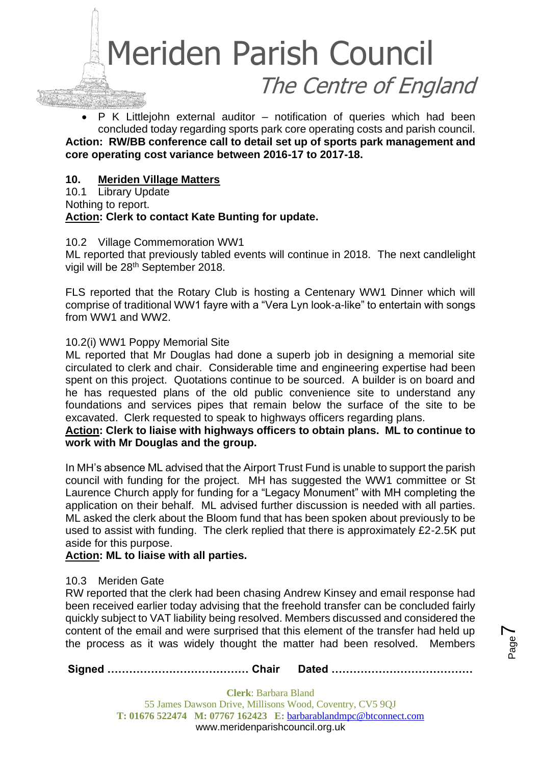- P K Littlejohn external auditor – notification of queries which had been concluded today regarding sports park core operating costs and parish council.

**Action: RW/BB conference call to detail set up of sports park management and core operating cost variance between 2016-17 to 2017-18.**

## 10. Meriden Village Matters

10.1 Library Update

Nothing to report.

**Action: Clerk to contact Kate Bunting for update.**

10.2 Village Commemoration WW1

ML reported that previously tabled events will continue in 2018. The next candlelight vigil will be 28th September 2018.

FLS reported that the Rotary Club is hosting a Centenary WW1 Dinner which will comprise of traditional WW1 fayre with a "Vera Lyn look-a-like" to entertain with songs from WW1 and WW2.

10.2(i) WW1 Poppy Memorial Site

ML reported that Mr Douglas had done a superb job in designing a memorial site circulated to clerk and chair. Considerable time and engineering expertise had been spent on this project. Quotations continue to be sourced. A builder is on board and he has requested plans of the old public convenience site to understand any foundations and services pipes that remain below the surface of the site to be excavated. Clerk requested to speak to highways officers regarding plans.

**Action: Clerk to liaise with highways officers to obtain plans. ML to continue to work with Mr Douglas and the group.**

In MH's absence ML advised that the Airport Trust Fund is unable to support the parish council with funding for the project. MH has suggested the WW1 committee or St Laurence Church apply for funding for a "Legacy Monument" with MH completing the application on their behalf. ML advised further discussion is needed with all parties. ML asked the clerk about the Bloom fund that has been spoken about previously to be used to assist with funding. The clerk replied that there is approximately £2-2.5K put aside for this purpose.

**Action: ML to liaise with all parties.**

10.3 Meriden Gate

RW reported that the clerk had been chasing Andrew Kinsey and email response had been received earlier today advising that the freehold transfer can be concluded fairly quickly subject to VAT liability being resolved. Members discussed and considered the content of the email and were surprised that this element of the transfer had held up the process as it was widely thought the matter had been resolved. Members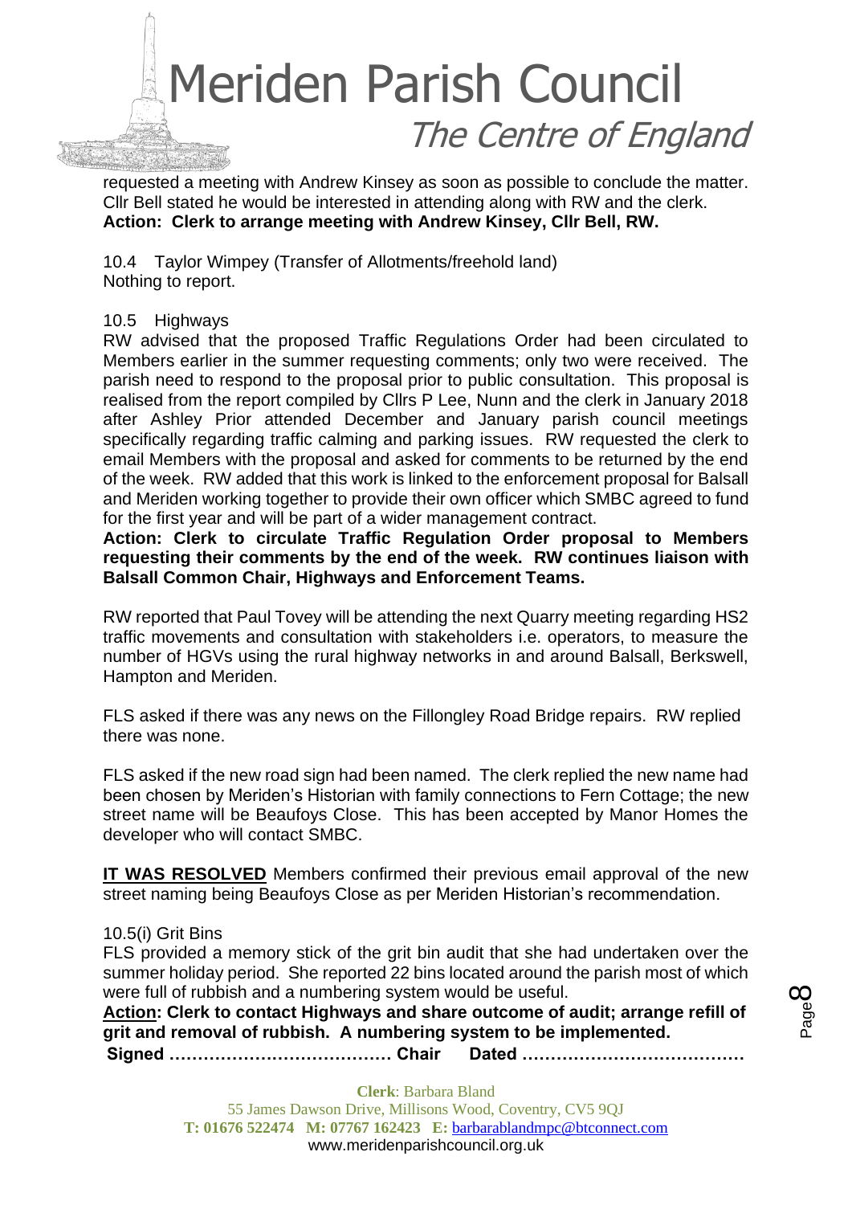requested a meeting with Andrew Kinsey as soon as possible to conclude the matter. Cllr Bell stated he would be interested in attending along with RW and the clerk.
**Action: Clerk to arrange meeting with Andrew Kinsey, Cllr Bell, RW.**

10.4 Taylor Wimpey (Transfer of Allotments/freehold land)
Nothing to report.

10.5 Highways
RW advised that the proposed Traffic Regulations Order had been circulated to Members earlier in the summer requesting comments; only two were received. The parish need to respond to the proposal prior to public consultation. This proposal is realised from the report compiled by Cllrs P Lee, Nunn and the clerk in January 2018 after Ashley Prior attended December and January parish council meetings specifically regarding traffic calming and parking issues. RW requested the clerk to email Members with the proposal and asked for comments to be returned by the end of the week. RW added that this work is linked to the enforcement proposal for Balsall and Meriden working together to provide their own officer which SMBC agreed to fund for the first year and will be part of a wider management contract.
**Action: Clerk to circulate Traffic Regulation Order proposal to Members requesting their comments by the end of the week. RW continues liaison with Balsall Common Chair, Highways and Enforcement Teams.**

RW reported that Paul Tovey will be attending the next Quarry meeting regarding HS2 traffic movements and consultation with stakeholders i.e. operators, to measure the number of HGVs using the rural highway networks in and around Balsall, Berkswell, Hampton and Meriden.

FLS asked if there was any news on the Fillongley Road Bridge repairs. RW replied there was none.

FLS asked if the new road sign had been named. The clerk replied the new name had been chosen by Meriden's Historian with family connections to Fern Cottage; the new street name will be Beaufoys Close. This has been accepted by Manor Homes the developer who will contact SMBC.

**IT WAS RESOLVED** Members confirmed their previous email approval of the new street naming being Beaufoys Close as per Meriden Historian's recommendation.

10.5(i) Grit Bins
FLS provided a memory stick of the grit bin audit that she had undertaken over the summer holiday period. She reported 22 bins located around the parish most of which were full of rubbish and a numbering system would be useful.
**Action: Clerk to contact Highways and share outcome of audit; arrange refill of grit and removal of rubbish. A numbering system to be implemented.**

**Signed ………………………………… Chair Dated …………………………………**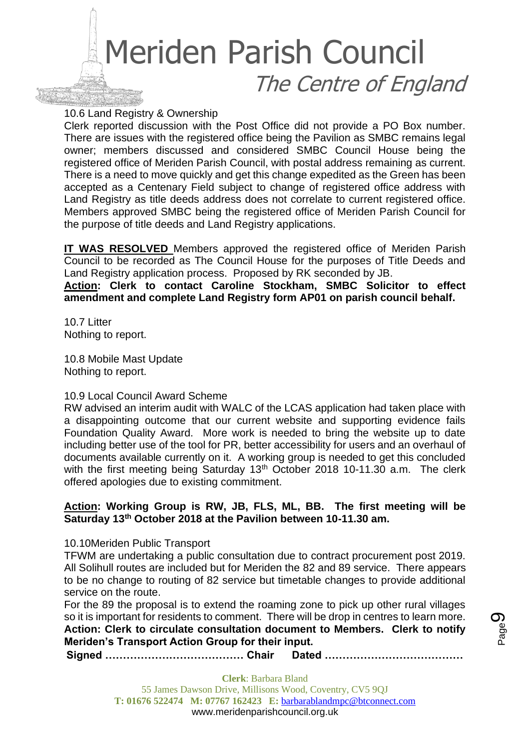10.6 Land Registry & Ownership

Clerk reported discussion with the Post Office did not provide a PO Box number. There are issues with the registered office being the Pavilion as SMBC remains legal owner; members discussed and considered SMBC Council House being the registered office of Meriden Parish Council, with postal address remaining as current. There is a need to move quickly and get this change expedited as the Green has been accepted as a Centenary Field subject to change of registered office address with Land Registry as title deeds address does not correlate to current registered office. Members approved SMBC being the registered office of Meriden Parish Council for the purpose of title deeds and Land Registry applications.

**IT WAS RESOLVED** Members approved the registered office of Meriden Parish Council to be recorded as The Council House for the purposes of Title Deeds and Land Registry application process. Proposed by RK seconded by JB.

**Action: Clerk to contact Caroline Stockham, SMBC Solicitor to effect amendment and complete Land Registry form AP01 on parish council behalf.**

10.7 Litter

Nothing to report.

10.8 Mobile Mast Update

Nothing to report.

10.9 Local Council Award Scheme

RW advised an interim audit with WALC of the LCAS application had taken place with a disappointing outcome that our current website and supporting evidence fails Foundation Quality Award. More work is needed to bring the website up to date including better use of the tool for PR, better accessibility for users and an overhaul of documents available currently on it. A working group is needed to get this concluded with the first meeting being Saturday 13th October 2018 10-11.30 a.m. The clerk offered apologies due to existing commitment.

**Action: Working Group is RW, JB, FLS, ML, BB. The first meeting will be Saturday 13th October 2018 at the Pavilion between 10-11.30 am.**

10.10Meriden Public Transport

TFWM are undertaking a public consultation due to contract procurement post 2019. All Solihull routes are included but for Meriden the 82 and 89 service. There appears to be no change to routing of 82 service but timetable changes to provide additional service on the route.

For the 89 the proposal is to extend the roaming zone to pick up other rural villages so it is important for residents to comment. There will be drop in centres to learn more.

**Action: Clerk to circulate consultation document to Members. Clerk to notify Meriden's Transport Action Group for their input.**

**Signed ………………………………… Chair Dated …………………………………**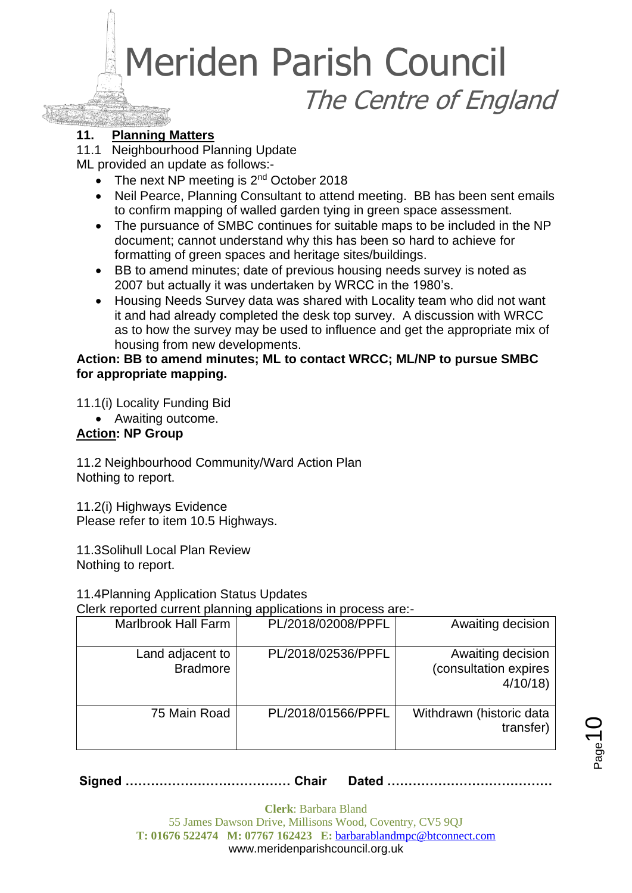## 11. Planning Matters

11.1 Neighbourhood Planning Update

ML provided an update as follows:-

- The next NP meeting is 2nd October 2018
- Neil Pearce, Planning Consultant to attend meeting. BB has been sent emails to confirm mapping of walled garden tying in green space assessment.
- The pursuance of SMBC continues for suitable maps to be included in the NP document; cannot understand why this has been so hard to achieve for formatting of green spaces and heritage sites/buildings.
- BB to amend minutes; date of previous housing needs survey is noted as 2007 but actually it was undertaken by WRCC in the 1980's.
- Housing Needs Survey data was shared with Locality team who did not want it and had already completed the desk top survey. A discussion with WRCC as to how the survey may be used to influence and get the appropriate mix of housing from new developments.

**Action: BB to amend minutes; ML to contact WRCC; ML/NP to pursue SMBC for appropriate mapping.**

11.1(i) Locality Funding Bid

- Awaiting outcome.

**Action: NP Group**

11.2 Neighbourhood Community/Ward Action Plan
Nothing to report.

11.2(i) Highways Evidence
Please refer to item 10.5 Highways.

11.3Solihull Local Plan Review
Nothing to report.

11.4Planning Application Status Updates
Clerk reported current planning applications in process are:-

| Marlbrook Hall Farm | PL/2018/02008/PPFL | Awaiting decision |
|---|---|---|
| Land adjacent to Bradmore | PL/2018/02536/PPFL | Awaiting decision (consultation expires 4/10/18) |
| 75 Main Road | PL/2018/01566/PPFL | Withdrawn (historic data transfer) |

**Signed ………………………………… Chair Dated …………………………………**

**Clerk**: Barbara Bland
55 James Dawson Drive, Millisons Wood, Coventry, CV5 9QJ
**T:** 01676 522474 **M:** 07767 162423 **E:** barbarablandmpc@btconnect.com
www.meridenparishcouncil.org.uk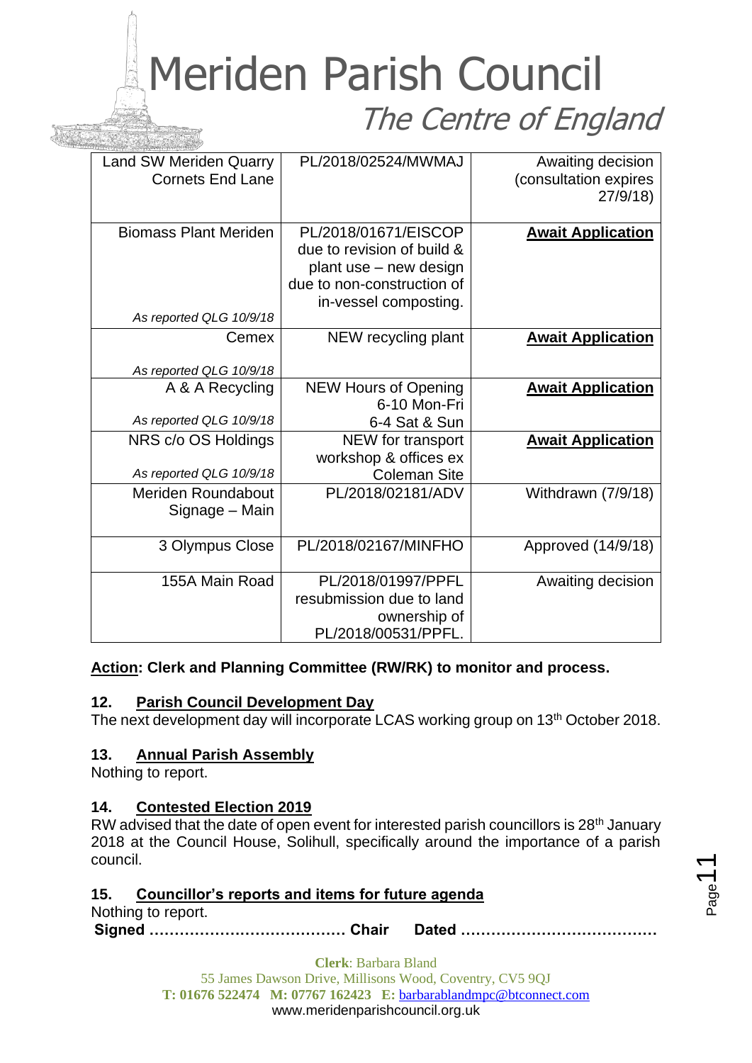| Land SW Meriden Quarry Cornets End Lane | PL/2018/02524/MWMAJ | Awaiting decision (consultation expires 27/9/18) |
|---|---|---|
| Biomass Plant Meriden<br>*As reported QLG 10/9/18* | PL/2018/01671/EISCOP due to revision of build & plant use – new design due to non-construction of in-vessel composting. | **Await Application** |
| Cemex<br>*As reported QLG 10/9/18* | NEW recycling plant | **Await Application** |
| A & A Recycling<br>*As reported QLG 10/9/18* | NEW Hours of Opening 6-10 Mon-Fri 6-4 Sat & Sun | **Await Application** |
| NRS c/o OS Holdings<br>*As reported QLG 10/9/18* | NEW for transport workshop & offices ex Coleman Site | **Await Application** |
| Meriden Roundabout Signage – Main | PL/2018/02181/ADV | Withdrawn (7/9/18) |
| 3 Olympus Close | PL/2018/02167/MINFHO | Approved (14/9/18) |
| 155A Main Road | PL/2018/01997/PPFL resubmission due to land ownership of PL/2018/00531/PPFL. | Awaiting decision |

**Action: Clerk and Planning Committee (RW/RK) to monitor and process.**

## 12. Parish Council Development Day

The next development day will incorporate LCAS working group on 13th October 2018.

## 13. Annual Parish Assembly

Nothing to report.

## 14. Contested Election 2019

RW advised that the date of open event for interested parish councillors is 28th January 2018 at the Council House, Solihull, specifically around the importance of a parish council.

## 15. Councillor's reports and items for future agenda

Nothing to report.

**Signed ………………………………… Chair Dated …………………………………**

**Clerk**: Barbara Bland
55 James Dawson Drive, Millisons Wood, Coventry, CV5 9QJ
**T: 01676 522474 M: 07767 162423 E:** barbarablandmpc@btconnect.com
www.meridenparishcouncil.org.uk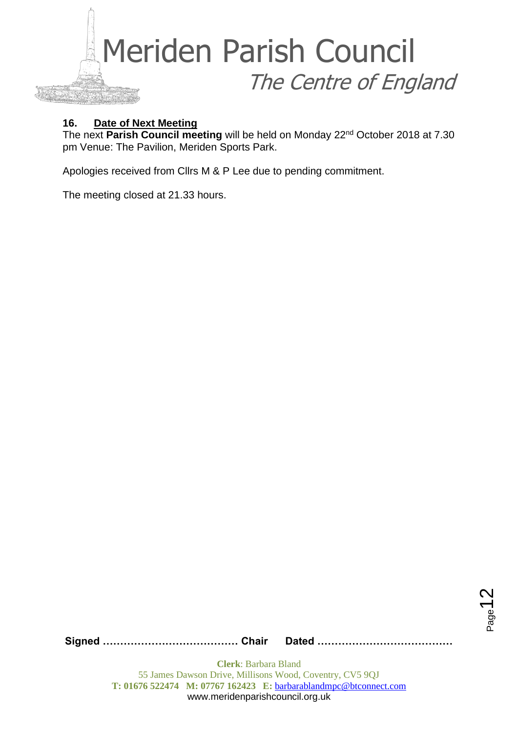### 16. Date of Next Meeting

The next **Parish Council meeting** will be held on Monday 22nd October 2018 at 7.30 pm Venue: The Pavilion, Meriden Sports Park.

Apologies received from Cllrs M & P Lee due to pending commitment.

The meeting closed at 21.33 hours.

**Signed ………………………………… Chair  Dated …………………………………**